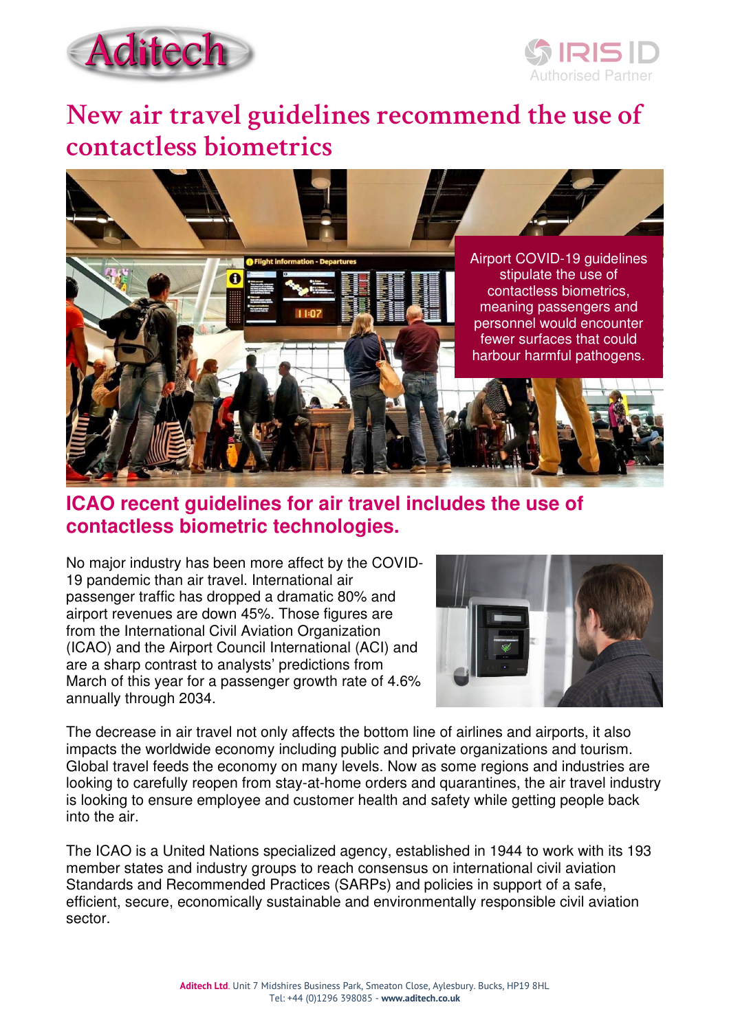# New air travel guidelines recommend the use of contactless biometrics

Airport COVID-19 guidelines stipulate the use of contactless biometrics, meaning passengers and personnel would encounter fewer surfaces that could harbour harmful pathogens.

## ICAO recent guidelines for air travel includes the use of contactless biometric technologies.

No major industry has been more affect by the COVID-19 pandemic than air travel. International air passenger traffic has dropped a dramatic 80% and airport revenues are down 45%. Those figures are from the International Civil Aviation Organization (ICAO) and the Airport Council International (ACI) and are a sharp contrast to analysts' predictions from March of this year for a passenger growth rate of 4.6% annually through 2034.

The decrease in air travel not only affects the bottom line of airlines and airports, it also impacts the worldwide economy including public and private organizations and tourism. Global travel feeds the economy on many levels. Now as some regions and industries are looking to carefully reopen from stay-at-home orders and quarantines, the air travel industry is looking to ensure employee and customer health and safety while getting people back into the air.

The ICAO is a United Nations specialized agency, established in 1944 to work with its 193 member states and industry groups to reach consensus on international civil aviation Standards and Recommended Practices (SARPs) and policies in support of a safe, efficient, secure, economically sustainable and environmentally responsible civil aviation sector.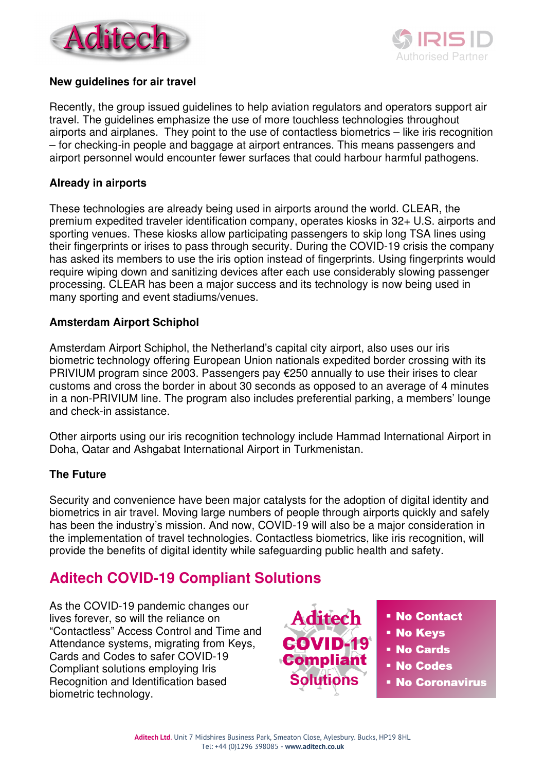**New guidelines for air travel**

Recently, the group issued guidelines to help aviation regulators and operators support air travel. The guidelines emphasize the use of more touchless technologies throughout airports and airplanes. They point to the use of contactless biometrics – like iris recognition – for checking-in people and baggage at airport entrances. This means passengers and airport personnel would encounter fewer surfaces that could harbour harmful pathogens.

**Already in airports**

These technologies are already being used in airports around the world. CLEAR, the premium expedited traveler identification company, operates kiosks in 32+ U.S. airports and sporting venues. These kiosks allow participating passengers to skip long TSA lines using their fingerprints or irises to pass through security. During the COVID-19 crisis the company has asked its members to use the iris option instead of fingerprints. Using fingerprints would require wiping down and sanitizing devices after each use considerably slowing passenger processing. CLEAR has been a major success and its technology is now being used in many sporting and event stadiums/venues.

**Amsterdam Airport Schiphol**

Amsterdam Airport Schiphol, the Netherland's capital city airport, also uses our iris biometric technology offering European Union nationals expedited border crossing with its PRIVIUM program since 2003. Passengers pay €250 annually to use their irises to clear customs and cross the border in about 30 seconds as opposed to an average of 4 minutes in a non-PRIVIUM line. The program also includes preferential parking, a members' lounge and check-in assistance.

Other airports using our iris recognition technology include Hammad International Airport in Doha, Qatar and Ashgabat International Airport in Turkmenistan.

**The Future**

Security and convenience have been major catalysts for the adoption of digital identity and biometrics in air travel. Moving large numbers of people through airports quickly and safely has been the industry's mission. And now, COVID-19 will also be a major consideration in the implementation of travel technologies. Contactless biometrics, like iris recognition, will provide the benefits of digital identity while safeguarding public health and safety.

## Aditech COVID-19 Compliant Solutions

As the COVID-19 pandemic changes our lives forever, so will the reliance on "Contactless" Access Control and Time and Attendance systems, migrating from Keys, Cards and Codes to safer COVID-19 Compliant solutions employing Iris Recognition and Identification based biometric technology.

Aditech COVID-19 Compliant Solutions

- No Contact
- No Keys
- No Cards
- No Codes
- No Coronavirus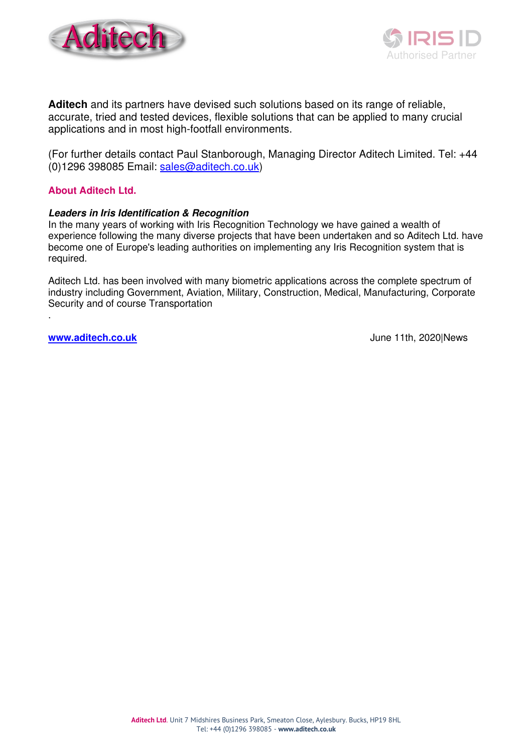**Aditech** and its partners have devised such solutions based on its range of reliable, accurate, tried and tested devices, flexible solutions that can be applied to many crucial applications and in most high-footfall environments.

(For further details contact Paul Stanborough, Managing Director Aditech Limited. Tel: +44 (0)1296 398085 Email: sales@aditech.co.uk)

## About Aditech Ltd.

***Leaders in Iris Identification & Recognition***

In the many years of working with Iris Recognition Technology we have gained a wealth of experience following the many diverse projects that have been undertaken and so Aditech Ltd. have become one of Europe's leading authorities on implementing any Iris Recognition system that is required.

Aditech Ltd. has been involved with many biometric applications across the complete spectrum of industry including Government, Aviation, Military, Construction, Medical, Manufacturing, Corporate Security and of course Transportation

.

**www.aditech.co.uk**

June 11th, 2020|News